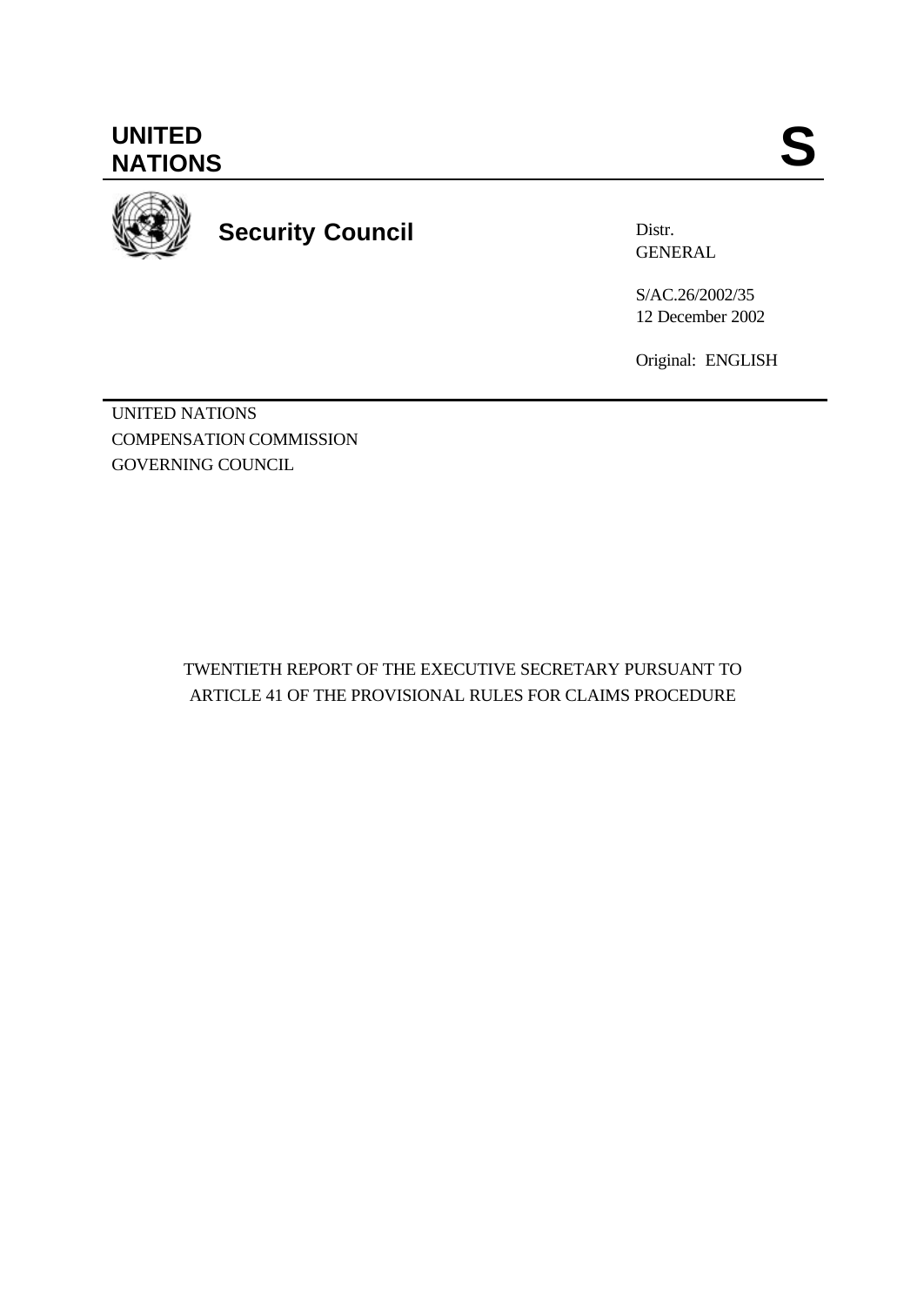**UNITED NATIONS** **S**

**Security Council**

Distr.
GENERAL

S/AC.26/2002/35
12 December 2002

Original: ENGLISH

UNITED NATIONS
COMPENSATION COMMISSION
GOVERNING COUNCIL

TWENTIETH REPORT OF THE EXECUTIVE SECRETARY PURSUANT TO ARTICLE 41 OF THE PROVISIONAL RULES FOR CLAIMS PROCEDURE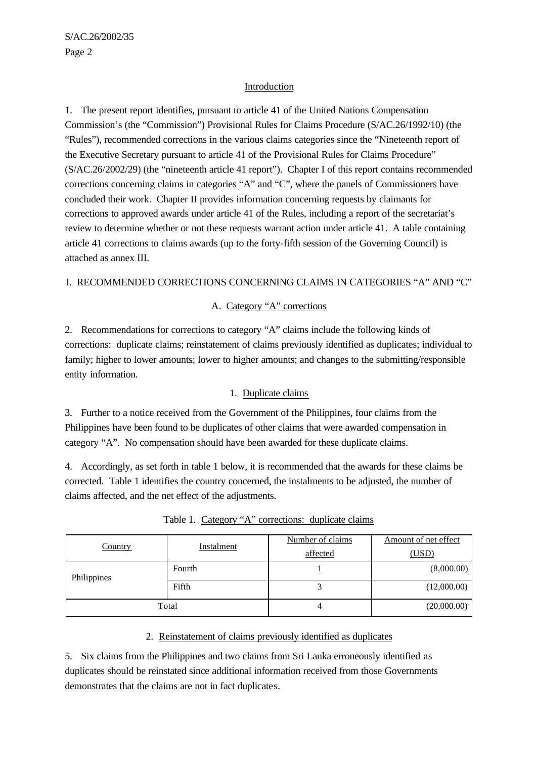## Introduction

1. The present report identifies, pursuant to article 41 of the United Nations Compensation Commission's (the "Commission") Provisional Rules for Claims Procedure (S/AC.26/1992/10) (the "Rules"), recommended corrections in the various claims categories since the "Nineteenth report of the Executive Secretary pursuant to article 41 of the Provisional Rules for Claims Procedure" (S/AC.26/2002/29) (the "nineteenth article 41 report"). Chapter I of this report contains recommended corrections concerning claims in categories "A" and "C", where the panels of Commissioners have concluded their work. Chapter II provides information concerning requests by claimants for corrections to approved awards under article 41 of the Rules, including a report of the secretariat's review to determine whether or not these requests warrant action under article 41. A table containing article 41 corrections to claims awards (up to the forty-fifth session of the Governing Council) is attached as annex III.

## I. RECOMMENDED CORRECTIONS CONCERNING CLAIMS IN CATEGORIES "A" AND "C"

### A. Category "A" corrections

2. Recommendations for corrections to category "A" claims include the following kinds of corrections: duplicate claims; reinstatement of claims previously identified as duplicates; individual to family; higher to lower amounts; lower to higher amounts; and changes to the submitting/responsible entity information.

#### 1. Duplicate claims

3. Further to a notice received from the Government of the Philippines, four claims from the Philippines have been found to be duplicates of other claims that were awarded compensation in category "A". No compensation should have been awarded for these duplicate claims.

4. Accordingly, as set forth in table 1 below, it is recommended that the awards for these claims be corrected. Table 1 identifies the country concerned, the instalments to be adjusted, the number of claims affected, and the net effect of the adjustments.

Table 1. Category "A" corrections: duplicate claims

| Country | Instalment | Number of claims affected | Amount of net effect (USD) |
|---|---|---|---|
| Philippines | Fourth | 1 | (8,000.00) |
| | Fifth | 3 | (12,000.00) |
| Total | | 4 | (20,000.00) |

#### 2. Reinstatement of claims previously identified as duplicates

5. Six claims from the Philippines and two claims from Sri Lanka erroneously identified as duplicates should be reinstated since additional information received from those Governments demonstrates that the claims are not in fact duplicates.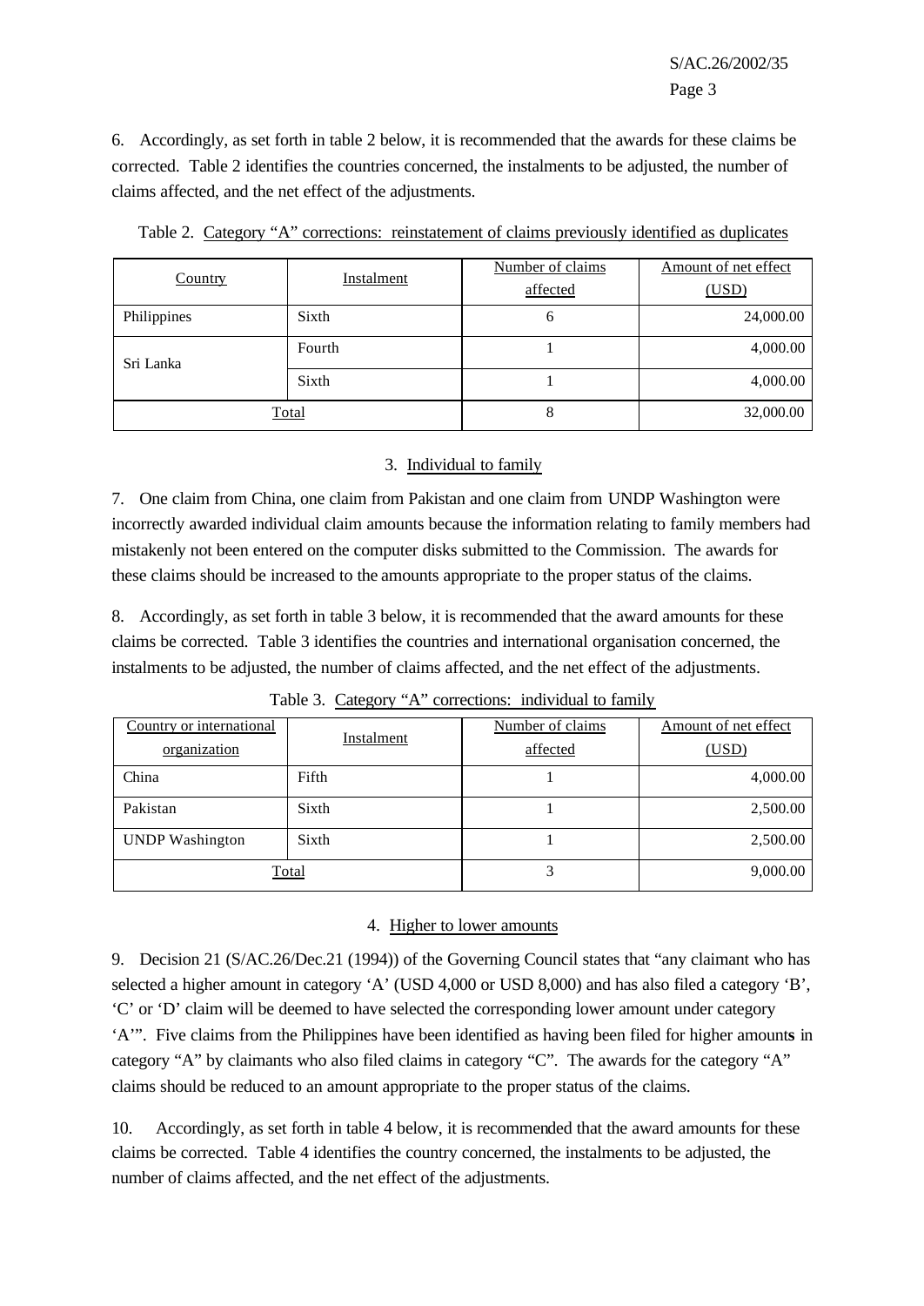6. Accordingly, as set forth in table 2 below, it is recommended that the awards for these claims be corrected. Table 2 identifies the countries concerned, the instalments to be adjusted, the number of claims affected, and the net effect of the adjustments.

Table 2. Category "A" corrections: reinstatement of claims previously identified as duplicates

| Country | Instalment | Number of claims affected | Amount of net effect (USD) |
|---|---|---|---|
| Philippines | Sixth | 6 | 24,000.00 |
| Sri Lanka | Fourth | 1 | 4,000.00 |
| | Sixth | 1 | 4,000.00 |
| Total | | 8 | 32,000.00 |

### 3. Individual to family

7. One claim from China, one claim from Pakistan and one claim from UNDP Washington were incorrectly awarded individual claim amounts because the information relating to family members had mistakenly not been entered on the computer disks submitted to the Commission. The awards for these claims should be increased to the amounts appropriate to the proper status of the claims.

8. Accordingly, as set forth in table 3 below, it is recommended that the award amounts for these claims be corrected. Table 3 identifies the countries and international organisation concerned, the instalments to be adjusted, the number of claims affected, and the net effect of the adjustments.

Table 3. Category "A" corrections: individual to family

| Country or international organization | Instalment | Number of claims affected | Amount of net effect (USD) |
|---|---|---|---|
| China | Fifth | 1 | 4,000.00 |
| Pakistan | Sixth | 1 | 2,500.00 |
| UNDP Washington | Sixth | 1 | 2,500.00 |
| Total | | 3 | 9,000.00 |

### 4. Higher to lower amounts

9. Decision 21 (S/AC.26/Dec.21 (1994)) of the Governing Council states that "any claimant who has selected a higher amount in category 'A' (USD 4,000 or USD 8,000) and has also filed a category 'B', 'C' or 'D' claim will be deemed to have selected the corresponding lower amount under category 'A'". Five claims from the Philippines have been identified as having been filed for higher amounts in category "A" by claimants who also filed claims in category "C". The awards for the category "A" claims should be reduced to an amount appropriate to the proper status of the claims.

10. Accordingly, as set forth in table 4 below, it is recommended that the award amounts for these claims be corrected. Table 4 identifies the country concerned, the instalments to be adjusted, the number of claims affected, and the net effect of the adjustments.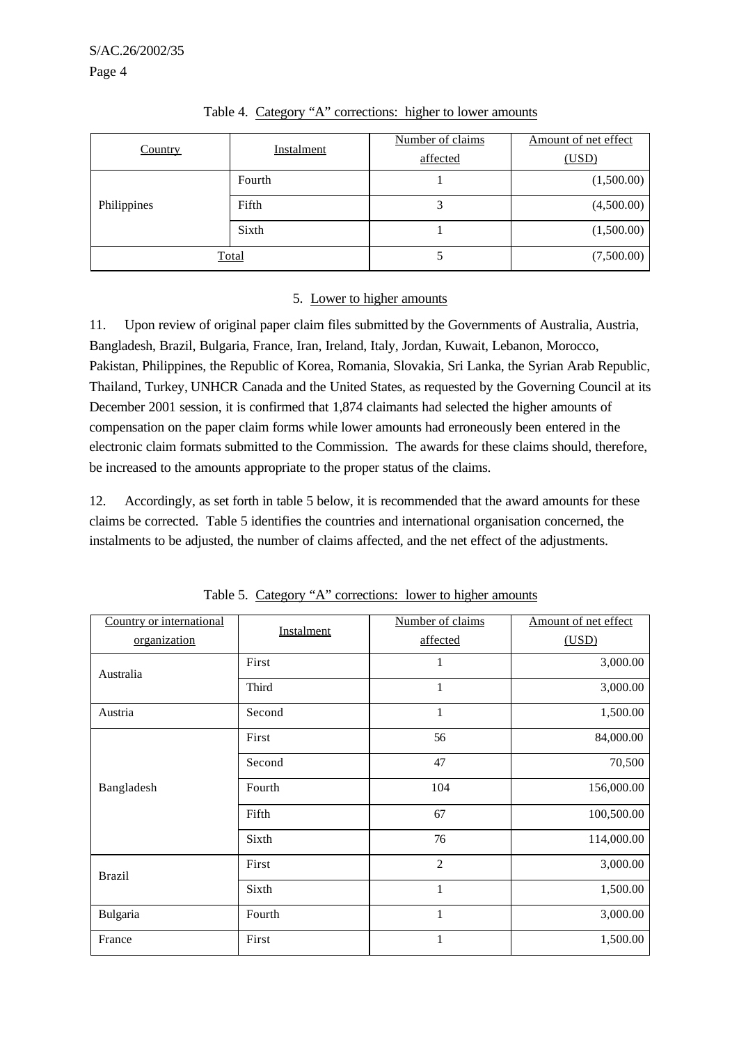Table 4. Category “A” corrections: higher to lower amounts

| Country | Instalment | Number of claims affected | Amount of net effect (USD) |
|---|---|---|---|
| Philippines | Fourth | 1 | (1,500.00) |
| | Fifth | 3 | (4,500.00) |
| | Sixth | 1 | (1,500.00) |
| Total | | 5 | (7,500.00) |

## 5. Lower to higher amounts

11. Upon review of original paper claim files submitted by the Governments of Australia, Austria, Bangladesh, Brazil, Bulgaria, France, Iran, Ireland, Italy, Jordan, Kuwait, Lebanon, Morocco, Pakistan, Philippines, the Republic of Korea, Romania, Slovakia, Sri Lanka, the Syrian Arab Republic, Thailand, Turkey, UNHCR Canada and the United States, as requested by the Governing Council at its December 2001 session, it is confirmed that 1,874 claimants had selected the higher amounts of compensation on the paper claim forms while lower amounts had erroneously been entered in the electronic claim formats submitted to the Commission. The awards for these claims should, therefore, be increased to the amounts appropriate to the proper status of the claims.

12. Accordingly, as set forth in table 5 below, it is recommended that the award amounts for these claims be corrected. Table 5 identifies the countries and international organisation concerned, the instalments to be adjusted, the number of claims affected, and the net effect of the adjustments.

Table 5. Category “A” corrections: lower to higher amounts

| Country or international organization | Instalment | Number of claims affected | Amount of net effect (USD) |
|---|---|---|---|
| Australia | First | 1 | 3,000.00 |
| | Third | 1 | 3,000.00 |
| Austria | Second | 1 | 1,500.00 |
| Bangladesh | First | 56 | 84,000.00 |
| | Second | 47 | 70,500 |
| | Fourth | 104 | 156,000.00 |
| | Fifth | 67 | 100,500.00 |
| | Sixth | 76 | 114,000.00 |
| Brazil | First | 2 | 3,000.00 |
| | Sixth | 1 | 1,500.00 |
| Bulgaria | Fourth | 1 | 3,000.00 |
| France | First | 1 | 1,500.00 |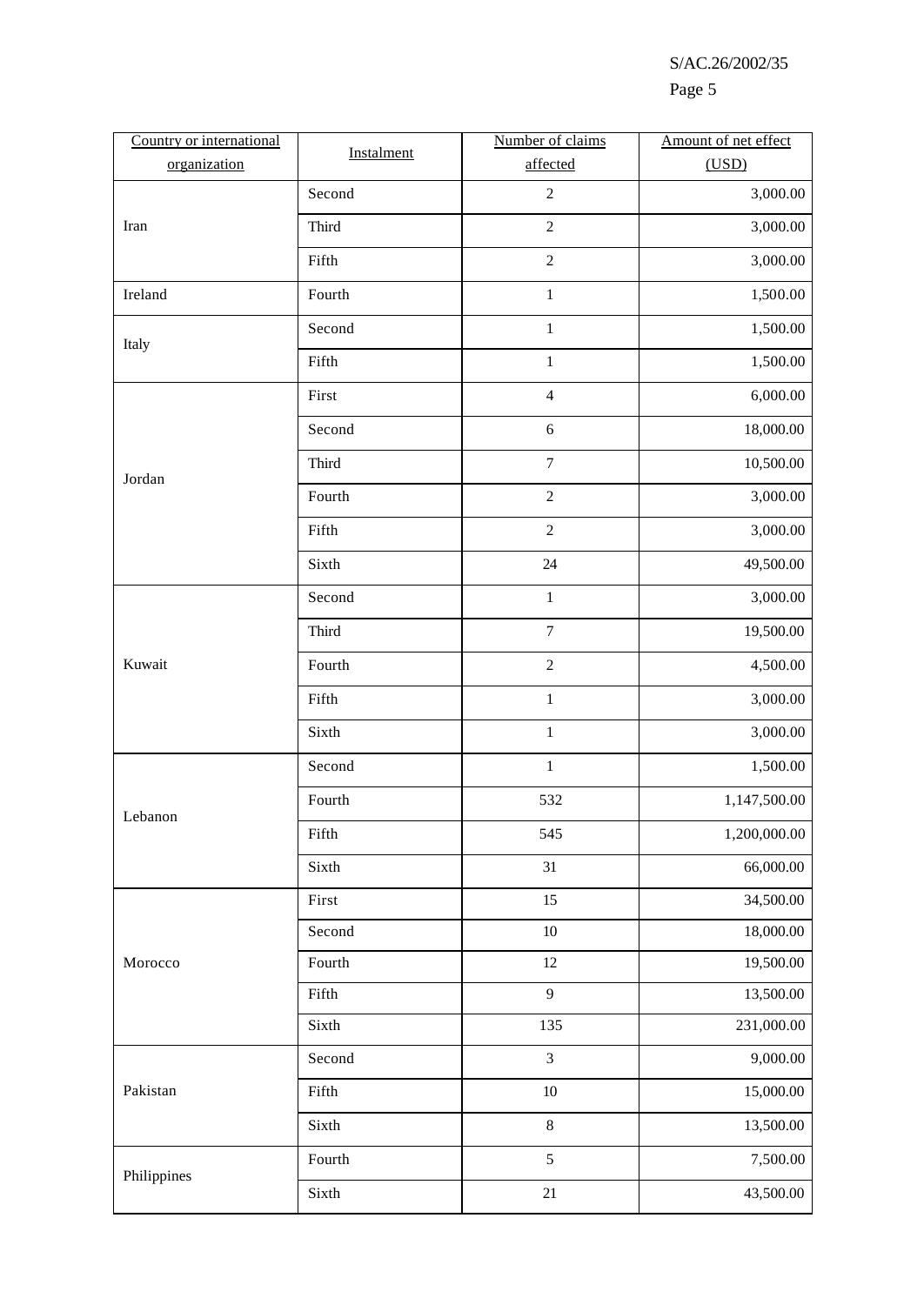| Country or international organization | Instalment | Number of claims affected | Amount of net effect (USD) |
|---|---|---|---|
| Iran | Second | 2 | 3,000.00 |
| | Third | 2 | 3,000.00 |
| | Fifth | 2 | 3,000.00 |
| Ireland | Fourth | 1 | 1,500.00 |
| Italy | Second | 1 | 1,500.00 |
| | Fifth | 1 | 1,500.00 |
| Jordan | First | 4 | 6,000.00 |
| | Second | 6 | 18,000.00 |
| | Third | 7 | 10,500.00 |
| | Fourth | 2 | 3,000.00 |
| | Fifth | 2 | 3,000.00 |
| | Sixth | 24 | 49,500.00 |
| Kuwait | Second | 1 | 3,000.00 |
| | Third | 7 | 19,500.00 |
| | Fourth | 2 | 4,500.00 |
| | Fifth | 1 | 3,000.00 |
| | Sixth | 1 | 3,000.00 |
| Lebanon | Second | 1 | 1,500.00 |
| | Fourth | 532 | 1,147,500.00 |
| | Fifth | 545 | 1,200,000.00 |
| | Sixth | 31 | 66,000.00 |
| Morocco | First | 15 | 34,500.00 |
| | Second | 10 | 18,000.00 |
| | Fourth | 12 | 19,500.00 |
| | Fifth | 9 | 13,500.00 |
| | Sixth | 135 | 231,000.00 |
| Pakistan | Second | 3 | 9,000.00 |
| | Fifth | 10 | 15,000.00 |
| | Sixth | 8 | 13,500.00 |
| Philippines | Fourth | 5 | 7,500.00 |
| | Sixth | 21 | 43,500.00 |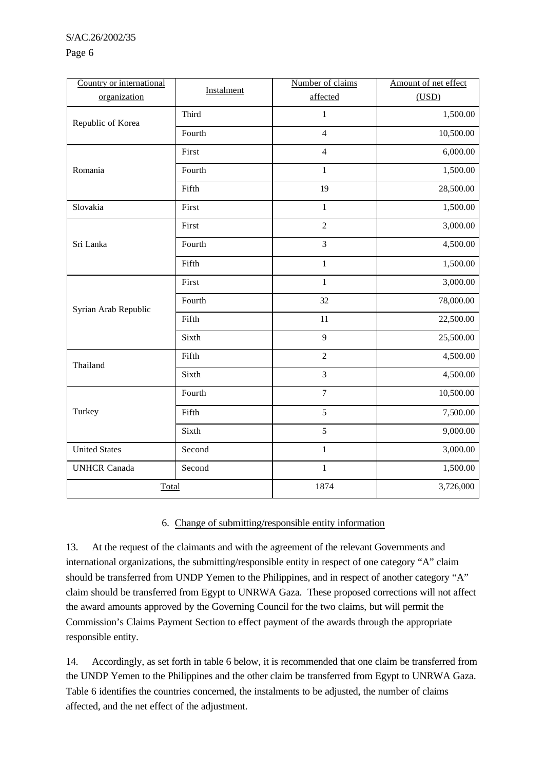| Country or international organization | Instalment | Number of claims affected | Amount of net effect (USD) |
|---|---|---|---|
| Republic of Korea | Third | 1 | 1,500.00 |
| | Fourth | 4 | 10,500.00 |
| Romania | First | 4 | 6,000.00 |
| | Fourth | 1 | 1,500.00 |
| | Fifth | 19 | 28,500.00 |
| Slovakia | First | 1 | 1,500.00 |
| Sri Lanka | First | 2 | 3,000.00 |
| | Fourth | 3 | 4,500.00 |
| | Fifth | 1 | 1,500.00 |
| Syrian Arab Republic | First | 1 | 3,000.00 |
| | Fourth | 32 | 78,000.00 |
| | Fifth | 11 | 22,500.00 |
| | Sixth | 9 | 25,500.00 |
| Thailand | Fifth | 2 | 4,500.00 |
| | Sixth | 3 | 4,500.00 |
| Turkey | Fourth | 7 | 10,500.00 |
| | Fifth | 5 | 7,500.00 |
| | Sixth | 5 | 9,000.00 |
| United States | Second | 1 | 3,000.00 |
| UNHCR Canada | Second | 1 | 1,500.00 |
| Total | | 1874 | 3,726,000 |

### 6. Change of submitting/responsible entity information

13. At the request of the claimants and with the agreement of the relevant Governments and international organizations, the submitting/responsible entity in respect of one category "A" claim should be transferred from UNDP Yemen to the Philippines, and in respect of another category "A" claim should be transferred from Egypt to UNRWA Gaza. These proposed corrections will not affect the award amounts approved by the Governing Council for the two claims, but will permit the Commission's Claims Payment Section to effect payment of the awards through the appropriate responsible entity.

14. Accordingly, as set forth in table 6 below, it is recommended that one claim be transferred from the UNDP Yemen to the Philippines and the other claim be transferred from Egypt to UNRWA Gaza. Table 6 identifies the countries concerned, the instalments to be adjusted, the number of claims affected, and the net effect of the adjustment.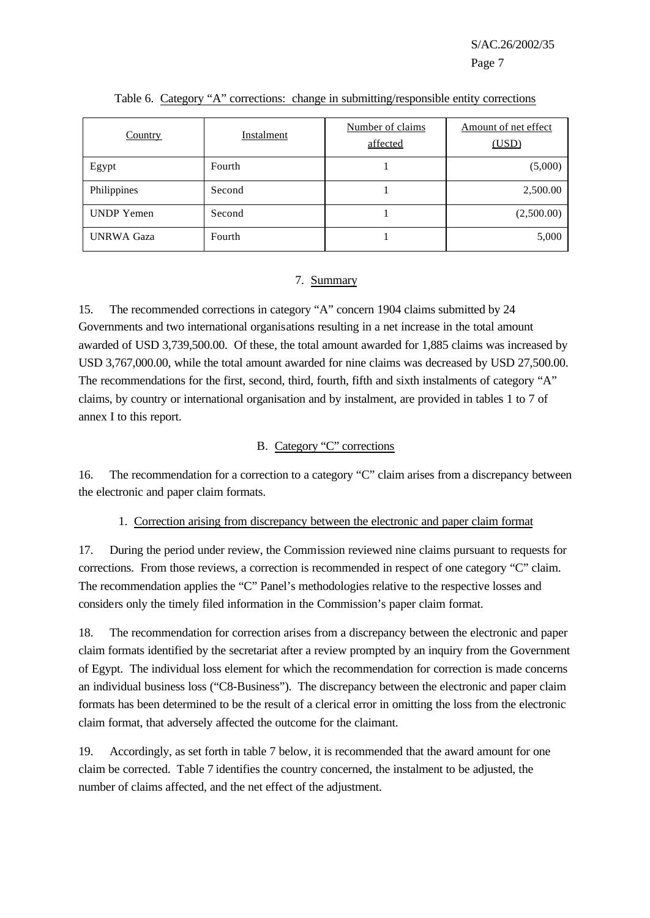Table 6. Category “A” corrections: change in submitting/responsible entity corrections

| Country | Instalment | Number of claims affected | Amount of net effect (USD) |
|---|---|---|---|
| Egypt | Fourth | 1 | (5,000) |
| Philippines | Second | 1 | 2,500.00 |
| UNDP Yemen | Second | 1 | (2,500.00) |
| UNRWA Gaza | Fourth | 1 | 5,000 |

### 7. Summary

15. The recommended corrections in category “A” concern 1904 claims submitted by 24 Governments and two international organisations resulting in a net increase in the total amount awarded of USD 3,739,500.00. Of these, the total amount awarded for 1,885 claims was increased by USD 3,767,000.00, while the total amount awarded for nine claims was decreased by USD 27,500.00. The recommendations for the first, second, third, fourth, fifth and sixth instalments of category “A” claims, by country or international organisation and by instalment, are provided in tables 1 to 7 of annex I to this report.

## B. Category “C” corrections

16. The recommendation for a correction to a category “C” claim arises from a discrepancy between the electronic and paper claim formats.

### 1. Correction arising from discrepancy between the electronic and paper claim format

17. During the period under review, the Commission reviewed nine claims pursuant to requests for corrections. From those reviews, a correction is recommended in respect of one category “C” claim. The recommendation applies the “C” Panel’s methodologies relative to the respective losses and considers only the timely filed information in the Commission’s paper claim format.

18. The recommendation for correction arises from a discrepancy between the electronic and paper claim formats identified by the secretariat after a review prompted by an inquiry from the Government of Egypt. The individual loss element for which the recommendation for correction is made concerns an individual business loss (“C8-Business”). The discrepancy between the electronic and paper claim formats has been determined to be the result of a clerical error in omitting the loss from the electronic claim format, that adversely affected the outcome for the claimant.

19. Accordingly, as set forth in table 7 below, it is recommended that the award amount for one claim be corrected. Table 7 identifies the country concerned, the instalment to be adjusted, the number of claims affected, and the net effect of the adjustment.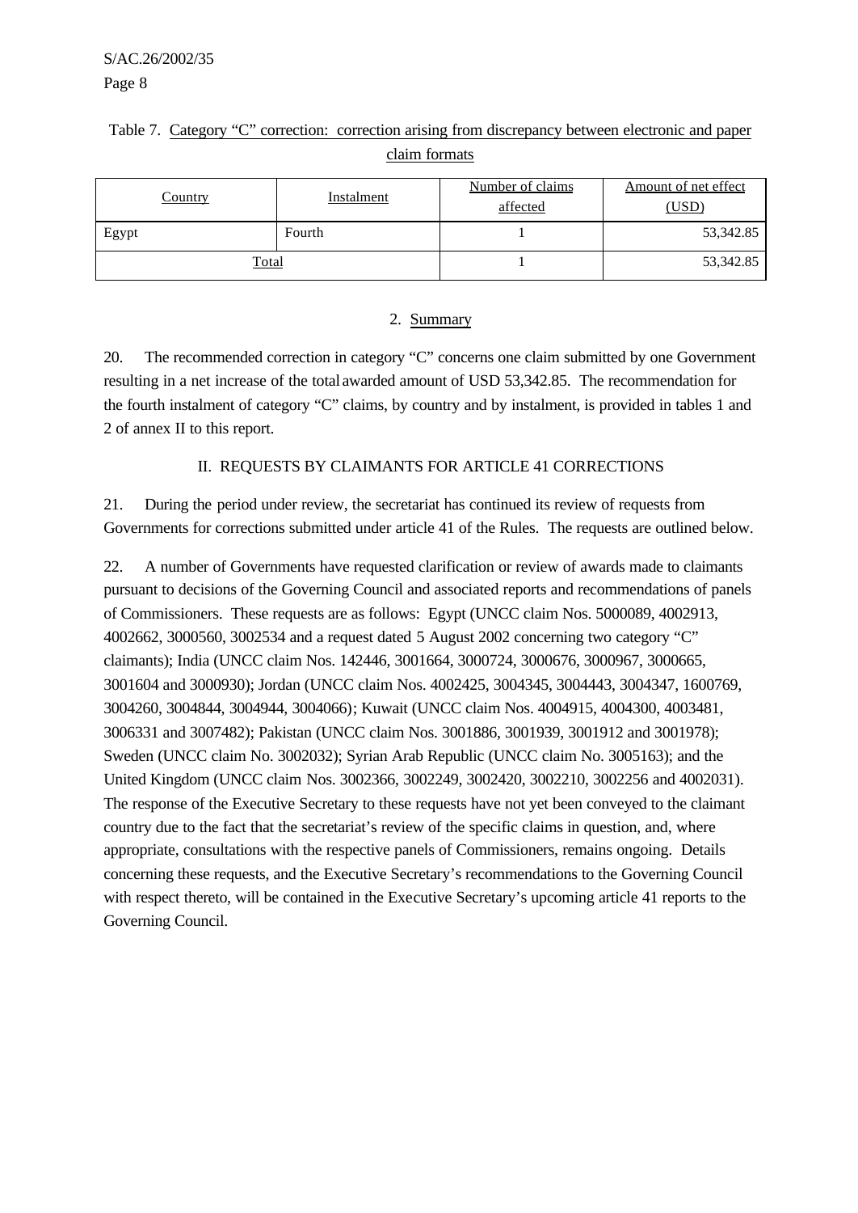Table 7. Category "C" correction: correction arising from discrepancy between electronic and paper claim formats

| Country | Instalment | Number of claims affected | Amount of net effect (USD) |
|---|---|---|---|
| Egypt | Fourth | 1 | 53,342.85 |
| Total | | 1 | 53,342.85 |

## 2. Summary

20. The recommended correction in category "C" concerns one claim submitted by one Government resulting in a net increase of the total awarded amount of USD 53,342.85. The recommendation for the fourth instalment of category "C" claims, by country and by instalment, is provided in tables 1 and 2 of annex II to this report.

# II. REQUESTS BY CLAIMANTS FOR ARTICLE 41 CORRECTIONS

21. During the period under review, the secretariat has continued its review of requests from Governments for corrections submitted under article 41 of the Rules. The requests are outlined below.

22. A number of Governments have requested clarification or review of awards made to claimants pursuant to decisions of the Governing Council and associated reports and recommendations of panels of Commissioners. These requests are as follows: Egypt (UNCC claim Nos. 5000089, 4002913, 4002662, 3000560, 3002534 and a request dated 5 August 2002 concerning two category "C" claimants); India (UNCC claim Nos. 142446, 3001664, 3000724, 3000676, 3000967, 3000665, 3001604 and 3000930); Jordan (UNCC claim Nos. 4002425, 3004345, 3004443, 3004347, 1600769, 3004260, 3004844, 3004944, 3004066); Kuwait (UNCC claim Nos. 4004915, 4004300, 4003481, 3006331 and 3007482); Pakistan (UNCC claim Nos. 3001886, 3001939, 3001912 and 3001978); Sweden (UNCC claim No. 3002032); Syrian Arab Republic (UNCC claim No. 3005163); and the United Kingdom (UNCC claim Nos. 3002366, 3002249, 3002420, 3002210, 3002256 and 4002031). The response of the Executive Secretary to these requests have not yet been conveyed to the claimant country due to the fact that the secretariat's review of the specific claims in question, and, where appropriate, consultations with the respective panels of Commissioners, remains ongoing. Details concerning these requests, and the Executive Secretary's recommendations to the Governing Council with respect thereto, will be contained in the Executive Secretary's upcoming article 41 reports to the Governing Council.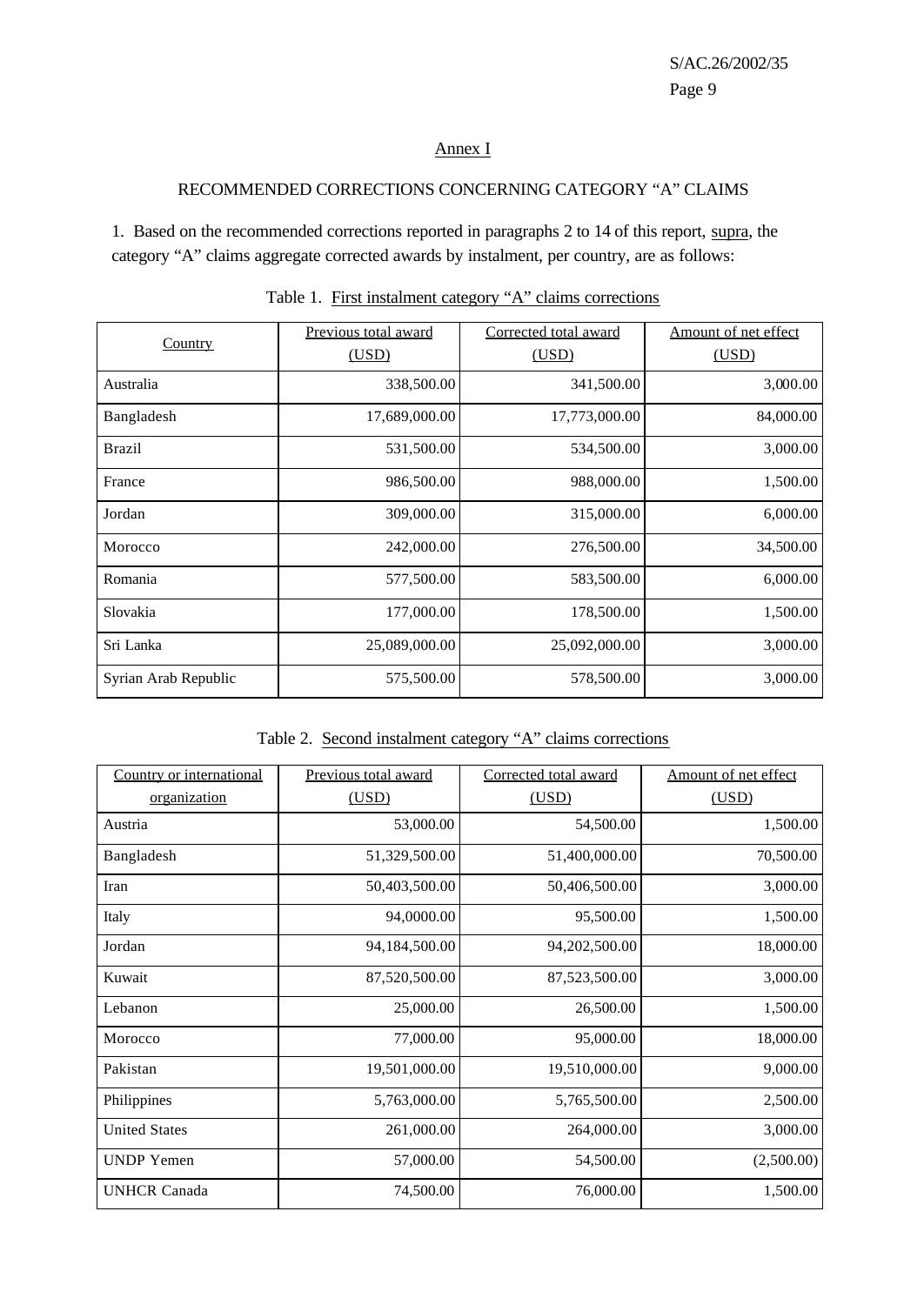## Annex I

### RECOMMENDED CORRECTIONS CONCERNING CATEGORY "A" CLAIMS

1. Based on the recommended corrections reported in paragraphs 2 to 14 of this report, supra, the category "A" claims aggregate corrected awards by instalment, per country, are as follows:

Table 1. First instalment category "A" claims corrections

| Country | Previous total award (USD) | Corrected total award (USD) | Amount of net effect (USD) |
|---|---|---|---|
| Australia | 338,500.00 | 341,500.00 | 3,000.00 |
| Bangladesh | 17,689,000.00 | 17,773,000.00 | 84,000.00 |
| Brazil | 531,500.00 | 534,500.00 | 3,000.00 |
| France | 986,500.00 | 988,000.00 | 1,500.00 |
| Jordan | 309,000.00 | 315,000.00 | 6,000.00 |
| Morocco | 242,000.00 | 276,500.00 | 34,500.00 |
| Romania | 577,500.00 | 583,500.00 | 6,000.00 |
| Slovakia | 177,000.00 | 178,500.00 | 1,500.00 |
| Sri Lanka | 25,089,000.00 | 25,092,000.00 | 3,000.00 |
| Syrian Arab Republic | 575,500.00 | 578,500.00 | 3,000.00 |

Table 2. Second instalment category "A" claims corrections

| Country or international organization | Previous total award (USD) | Corrected total award (USD) | Amount of net effect (USD) |
|---|---|---|---|
| Austria | 53,000.00 | 54,500.00 | 1,500.00 |
| Bangladesh | 51,329,500.00 | 51,400,000.00 | 70,500.00 |
| Iran | 50,403,500.00 | 50,406,500.00 | 3,000.00 |
| Italy | 94,0000.00 | 95,500.00 | 1,500.00 |
| Jordan | 94,184,500.00 | 94,202,500.00 | 18,000.00 |
| Kuwait | 87,520,500.00 | 87,523,500.00 | 3,000.00 |
| Lebanon | 25,000.00 | 26,500.00 | 1,500.00 |
| Morocco | 77,000.00 | 95,000.00 | 18,000.00 |
| Pakistan | 19,501,000.00 | 19,510,000.00 | 9,000.00 |
| Philippines | 5,763,000.00 | 5,765,500.00 | 2,500.00 |
| United States | 261,000.00 | 264,000.00 | 3,000.00 |
| UNDP Yemen | 57,000.00 | 54,500.00 | (2,500.00) |
| UNHCR Canada | 74,500.00 | 76,000.00 | 1,500.00 |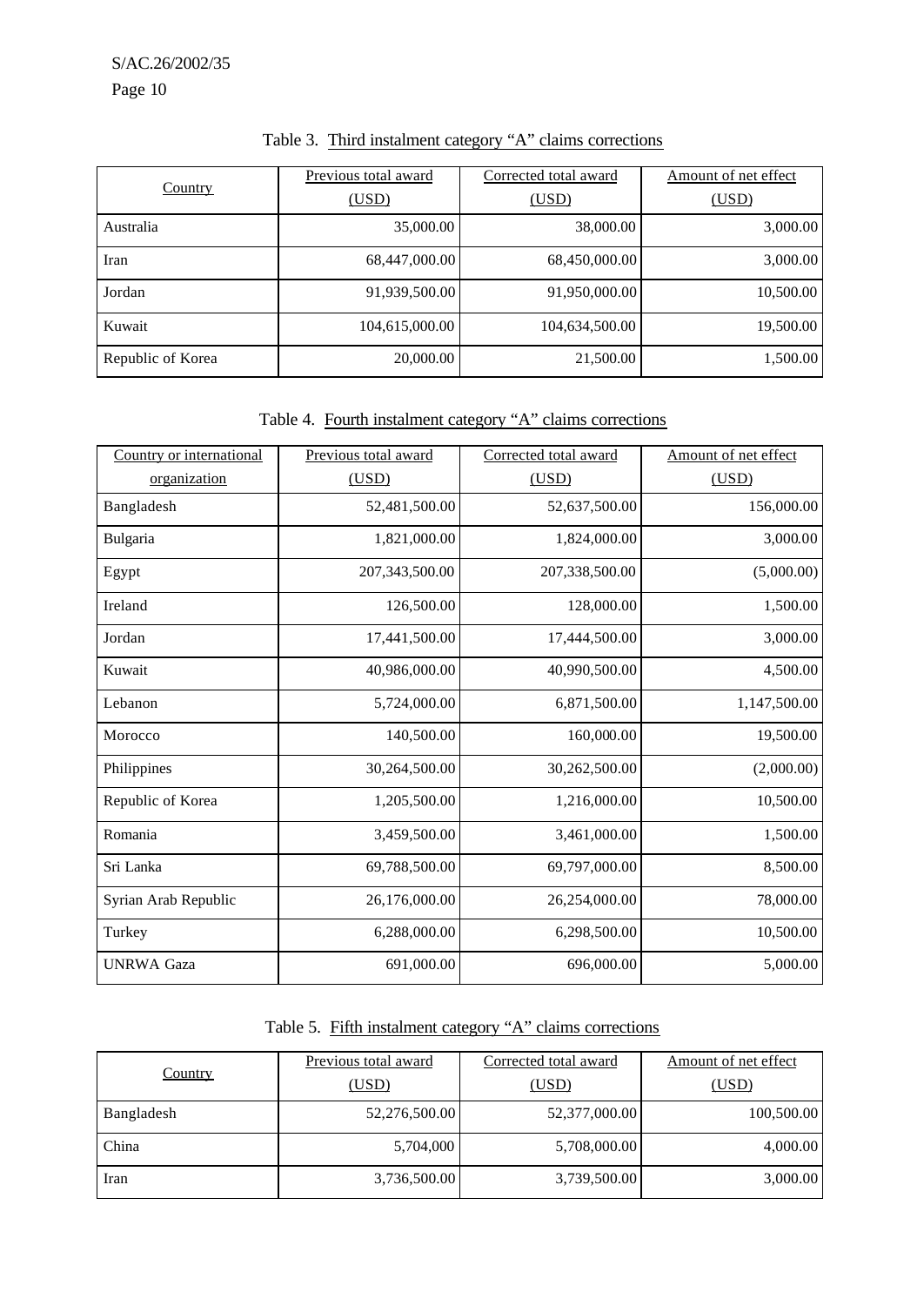Table 3. Third instalment category "A" claims corrections

| Country | Previous total award (USD) | Corrected total award (USD) | Amount of net effect (USD) |
|---|---|---|---|
| Australia | 35,000.00 | 38,000.00 | 3,000.00 |
| Iran | 68,447,000.00 | 68,450,000.00 | 3,000.00 |
| Jordan | 91,939,500.00 | 91,950,000.00 | 10,500.00 |
| Kuwait | 104,615,000.00 | 104,634,500.00 | 19,500.00 |
| Republic of Korea | 20,000.00 | 21,500.00 | 1,500.00 |

Table 4. Fourth instalment category "A" claims corrections

| Country or international organization | Previous total award (USD) | Corrected total award (USD) | Amount of net effect (USD) |
|---|---|---|---|
| Bangladesh | 52,481,500.00 | 52,637,500.00 | 156,000.00 |
| Bulgaria | 1,821,000.00 | 1,824,000.00 | 3,000.00 |
| Egypt | 207,343,500.00 | 207,338,500.00 | (5,000.00) |
| Ireland | 126,500.00 | 128,000.00 | 1,500.00 |
| Jordan | 17,441,500.00 | 17,444,500.00 | 3,000.00 |
| Kuwait | 40,986,000.00 | 40,990,500.00 | 4,500.00 |
| Lebanon | 5,724,000.00 | 6,871,500.00 | 1,147,500.00 |
| Morocco | 140,500.00 | 160,000.00 | 19,500.00 |
| Philippines | 30,264,500.00 | 30,262,500.00 | (2,000.00) |
| Republic of Korea | 1,205,500.00 | 1,216,000.00 | 10,500.00 |
| Romania | 3,459,500.00 | 3,461,000.00 | 1,500.00 |
| Sri Lanka | 69,788,500.00 | 69,797,000.00 | 8,500.00 |
| Syrian Arab Republic | 26,176,000.00 | 26,254,000.00 | 78,000.00 |
| Turkey | 6,288,000.00 | 6,298,500.00 | 10,500.00 |
| UNRWA Gaza | 691,000.00 | 696,000.00 | 5,000.00 |

Table 5. Fifth instalment category "A" claims corrections

| Country | Previous total award (USD) | Corrected total award (USD) | Amount of net effect (USD) |
|---|---|---|---|
| Bangladesh | 52,276,500.00 | 52,377,000.00 | 100,500.00 |
| China | 5,704,000 | 5,708,000.00 | 4,000.00 |
| Iran | 3,736,500.00 | 3,739,500.00 | 3,000.00 |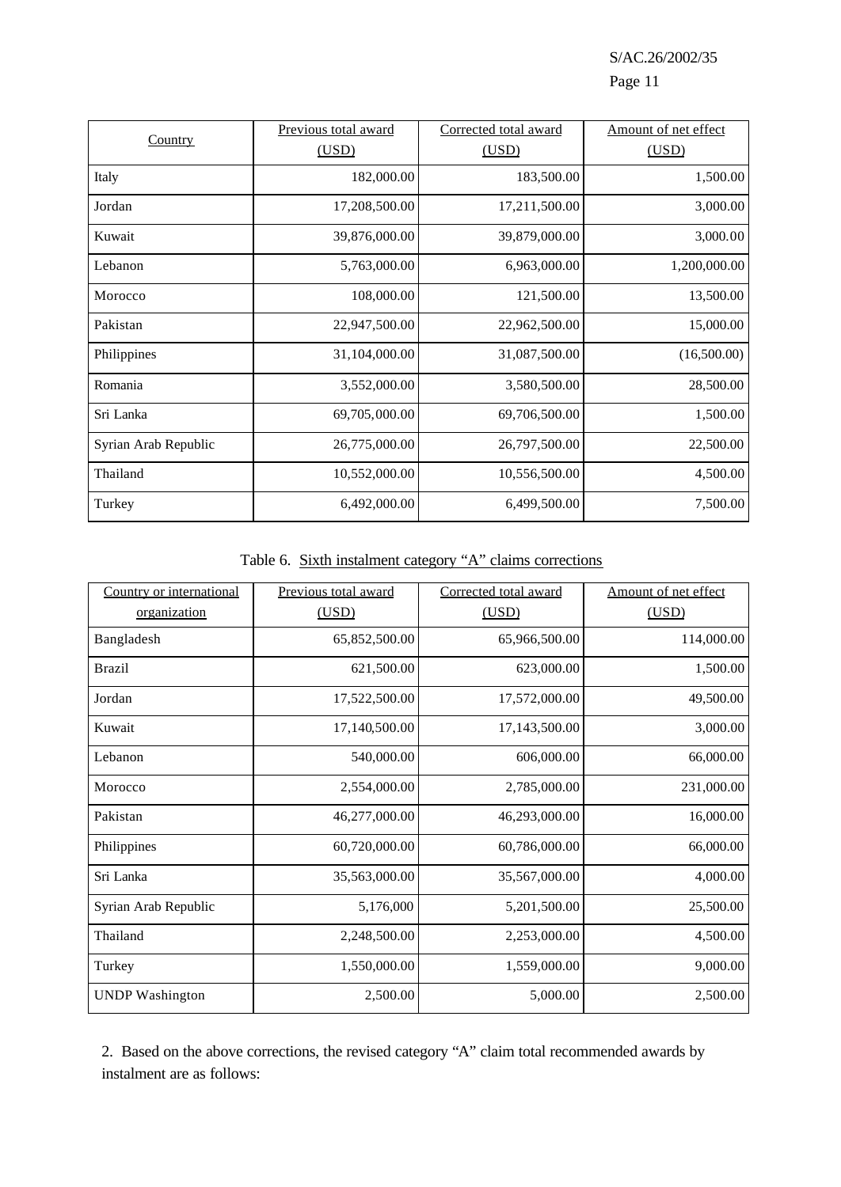| Country | Previous total award (USD) | Corrected total award (USD) | Amount of net effect (USD) |
|---|---|---|---|
| Italy | 182,000.00 | 183,500.00 | 1,500.00 |
| Jordan | 17,208,500.00 | 17,211,500.00 | 3,000.00 |
| Kuwait | 39,876,000.00 | 39,879,000.00 | 3,000.00 |
| Lebanon | 5,763,000.00 | 6,963,000.00 | 1,200,000.00 |
| Morocco | 108,000.00 | 121,500.00 | 13,500.00 |
| Pakistan | 22,947,500.00 | 22,962,500.00 | 15,000.00 |
| Philippines | 31,104,000.00 | 31,087,500.00 | (16,500.00) |
| Romania | 3,552,000.00 | 3,580,500.00 | 28,500.00 |
| Sri Lanka | 69,705,000.00 | 69,706,500.00 | 1,500.00 |
| Syrian Arab Republic | 26,775,000.00 | 26,797,500.00 | 22,500.00 |
| Thailand | 10,552,000.00 | 10,556,500.00 | 4,500.00 |
| Turkey | 6,492,000.00 | 6,499,500.00 | 7,500.00 |

Table 6. Sixth instalment category "A" claims corrections

| Country or international organization | Previous total award (USD) | Corrected total award (USD) | Amount of net effect (USD) |
|---|---|---|---|
| Bangladesh | 65,852,500.00 | 65,966,500.00 | 114,000.00 |
| Brazil | 621,500.00 | 623,000.00 | 1,500.00 |
| Jordan | 17,522,500.00 | 17,572,000.00 | 49,500.00 |
| Kuwait | 17,140,500.00 | 17,143,500.00 | 3,000.00 |
| Lebanon | 540,000.00 | 606,000.00 | 66,000.00 |
| Morocco | 2,554,000.00 | 2,785,000.00 | 231,000.00 |
| Pakistan | 46,277,000.00 | 46,293,000.00 | 16,000.00 |
| Philippines | 60,720,000.00 | 60,786,000.00 | 66,000.00 |
| Sri Lanka | 35,563,000.00 | 35,567,000.00 | 4,000.00 |
| Syrian Arab Republic | 5,176,000 | 5,201,500.00 | 25,500.00 |
| Thailand | 2,248,500.00 | 2,253,000.00 | 4,500.00 |
| Turkey | 1,550,000.00 | 1,559,000.00 | 9,000.00 |
| UNDP Washington | 2,500.00 | 5,000.00 | 2,500.00 |

2. Based on the above corrections, the revised category "A" claim total recommended awards by instalment are as follows: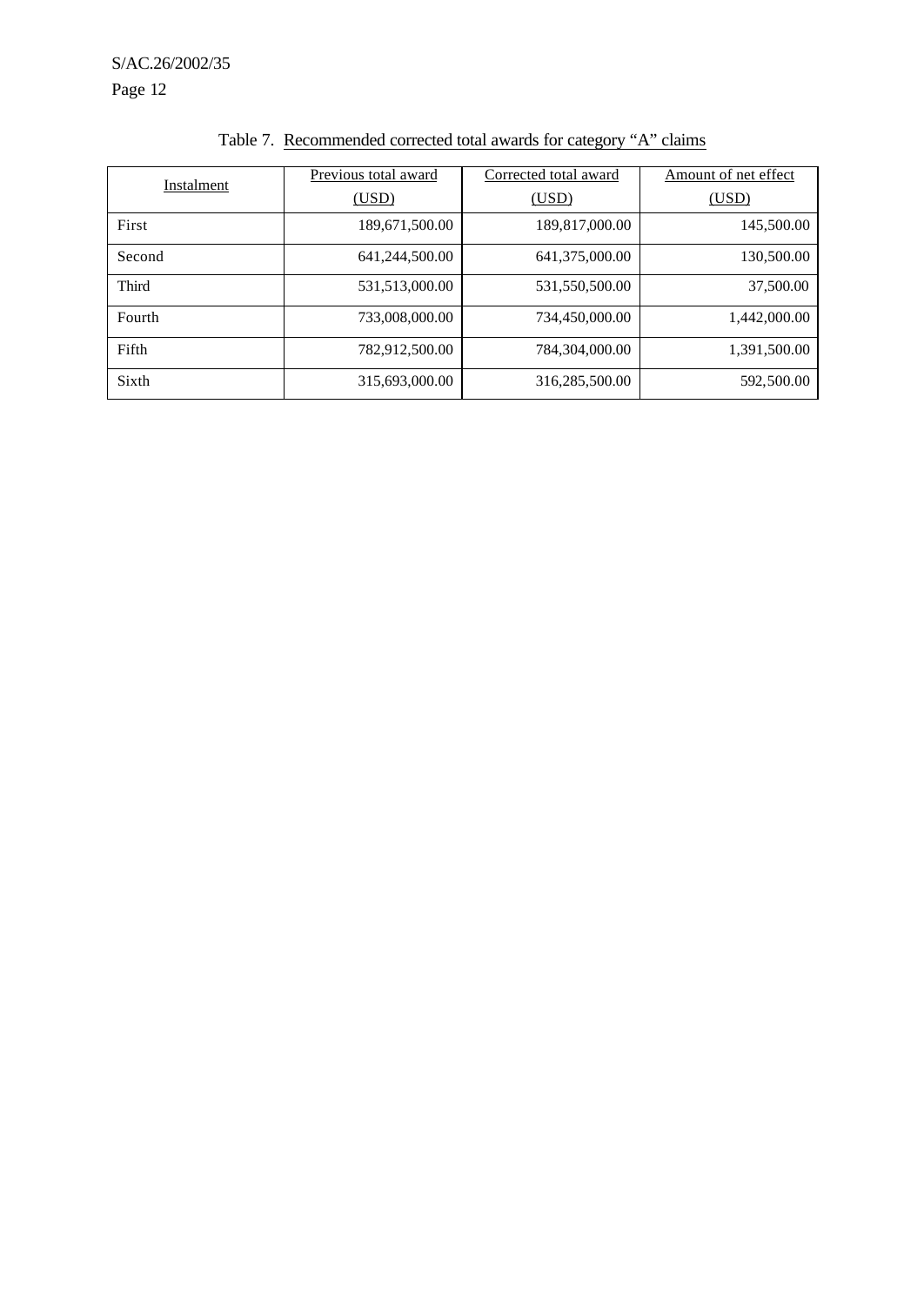Table 7. Recommended corrected total awards for category "A" claims

| Instalment | Previous total award (USD) | Corrected total award (USD) | Amount of net effect (USD) |
|---|---|---|---|
| First | 189,671,500.00 | 189,817,000.00 | 145,500.00 |
| Second | 641,244,500.00 | 641,375,000.00 | 130,500.00 |
| Third | 531,513,000.00 | 531,550,500.00 | 37,500.00 |
| Fourth | 733,008,000.00 | 734,450,000.00 | 1,442,000.00 |
| Fifth | 782,912,500.00 | 784,304,000.00 | 1,391,500.00 |
| Sixth | 315,693,000.00 | 316,285,500.00 | 592,500.00 |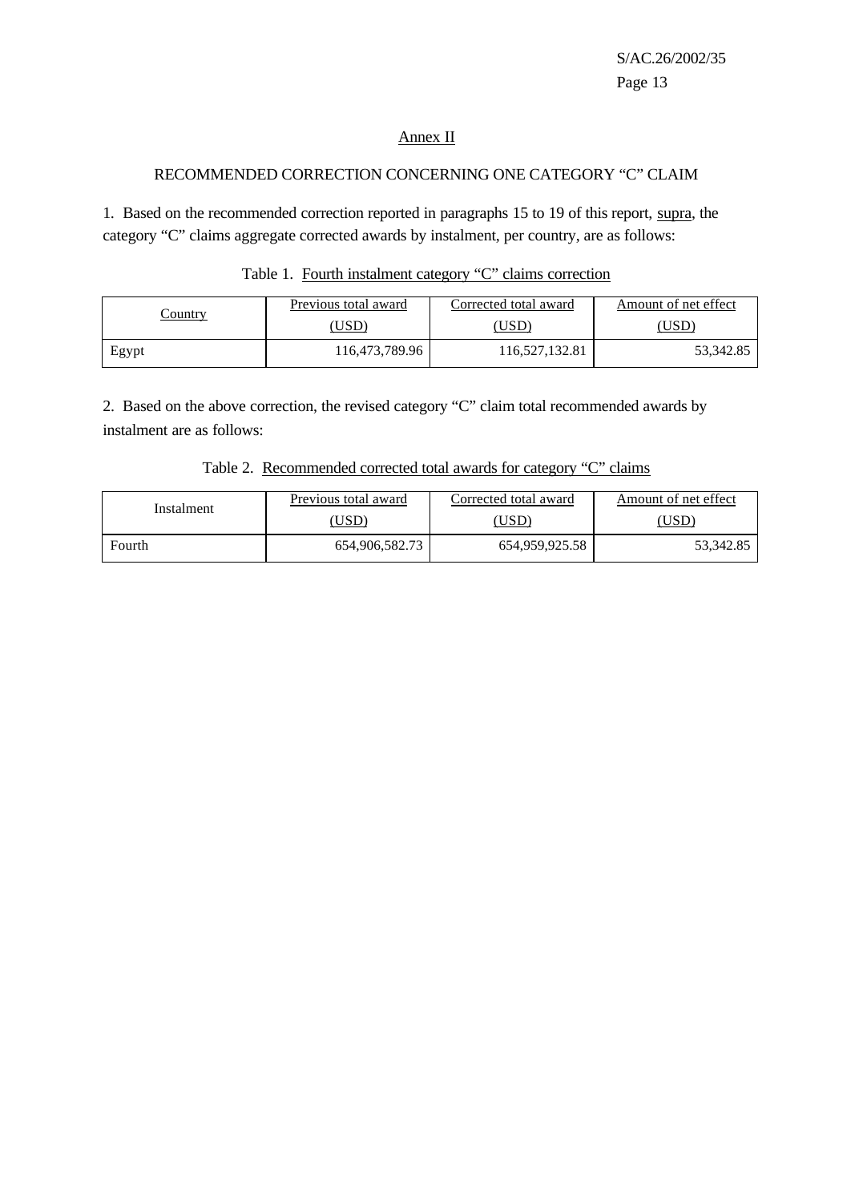## Annex II

### RECOMMENDED CORRECTION CONCERNING ONE CATEGORY "C" CLAIM

1. Based on the recommended correction reported in paragraphs 15 to 19 of this report, supra, the category "C" claims aggregate corrected awards by instalment, per country, are as follows:

Table 1. Fourth instalment category "C" claims correction

| Country | Previous total award (USD) | Corrected total award (USD) | Amount of net effect (USD) |
|---|---|---|---|
| Egypt | 116,473,789.96 | 116,527,132.81 | 53,342.85 |

2. Based on the above correction, the revised category "C" claim total recommended awards by instalment are as follows:

Table 2. Recommended corrected total awards for category "C" claims

| Instalment | Previous total award (USD) | Corrected total award (USD) | Amount of net effect (USD) |
|---|---|---|---|
| Fourth | 654,906,582.73 | 654,959,925.58 | 53,342.85 |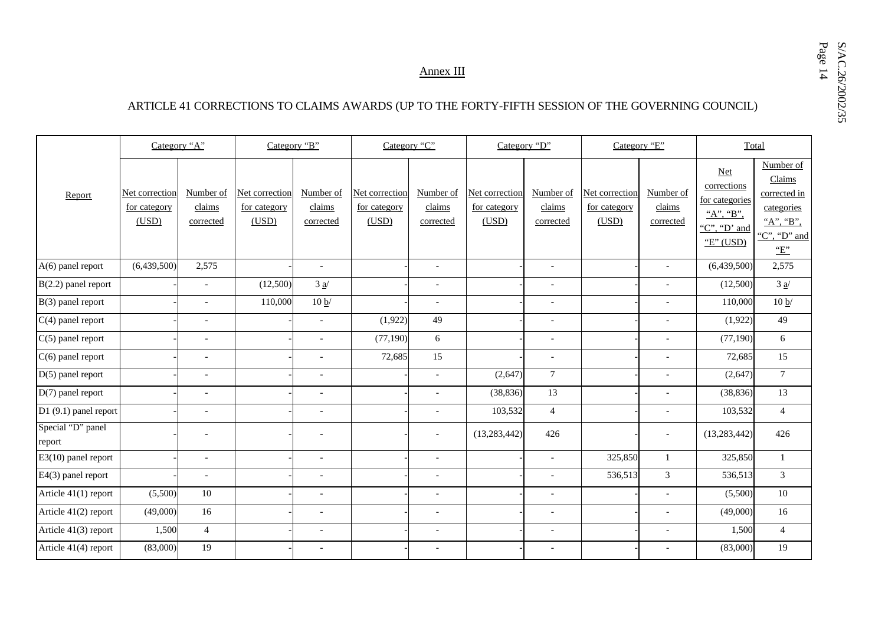## Annex III

### ARTICLE 41 CORRECTIONS TO CLAIMS AWARDS (UP TO THE FORTY-FIFTH SESSION OF THE GOVERNING COUNCIL)

| Report | Category "A" | | Category "B" | | Category "C" | | Category "D" | | Category "E" | | Total | |
|---|---|---|---|---|---|---|---|---|---|---|---|---|
| | Net correction for category (USD) | Number of claims corrected | Net correction for category (USD) | Number of claims corrected | Net correction for category (USD) | Number of claims corrected | Net correction for category (USD) | Number of claims corrected | Net correction for category (USD) | Number of claims corrected | Net corrections for categories "A", "B", "C", "D" and "E" (USD) | Number of Claims corrected in categories "A", "B", "C", "D" and "E" |
| A(6) panel report | (6,439,500) | 2,575 | - | - | - | - | - | - | - | - | (6,439,500) | 2,575 |
| B(2.2) panel report | - | - | (12,500) | 3 a/ | - | - | - | - | - | - | (12,500) | 3 a/ |
| B(3) panel report | - | - | 110,000 | 10 b/ | - | - | - | - | - | - | 110,000 | 10 b/ |
| C(4) panel report | - | - | - | - | (1,922) | 49 | - | - | - | - | (1,922) | 49 |
| C(5) panel report | - | - | - | - | (77,190) | 6 | - | - | - | - | (77,190) | 6 |
| C(6) panel report | - | - | - | - | 72,685 | 15 | - | - | - | - | 72,685 | 15 |
| D(5) panel report | - | - | - | - | - | - | (2,647) | 7 | - | - | (2,647) | 7 |
| D(7) panel report | - | - | - | - | - | - | (38,836) | 13 | - | - | (38,836) | 13 |
| D1 (9.1) panel report | - | - | - | - | - | - | 103,532 | 4 | - | - | 103,532 | 4 |
| Special "D" panel report | - | - | - | - | - | - | (13,283,442) | 426 | - | - | (13,283,442) | 426 |
| E3(10) panel report | - | - | - | - | - | - | - | - | 325,850 | 1 | 325,850 | 1 |
| E4(3) panel report | - | - | - | - | - | - | - | - | 536,513 | 3 | 536,513 | 3 |
| Article 41(1) report | (5,500) | 10 | - | - | - | - | - | - | - | - | (5,500) | 10 |
| Article 41(2) report | (49,000) | 16 | - | - | - | - | - | - | - | - | (49,000) | 16 |
| Article 41(3) report | 1,500 | 4 | - | - | - | - | - | - | - | - | 1,500 | 4 |
| Article 41(4) report | (83,000) | 19 | - | - | - | - | - | - | - | - | (83,000) | 19 |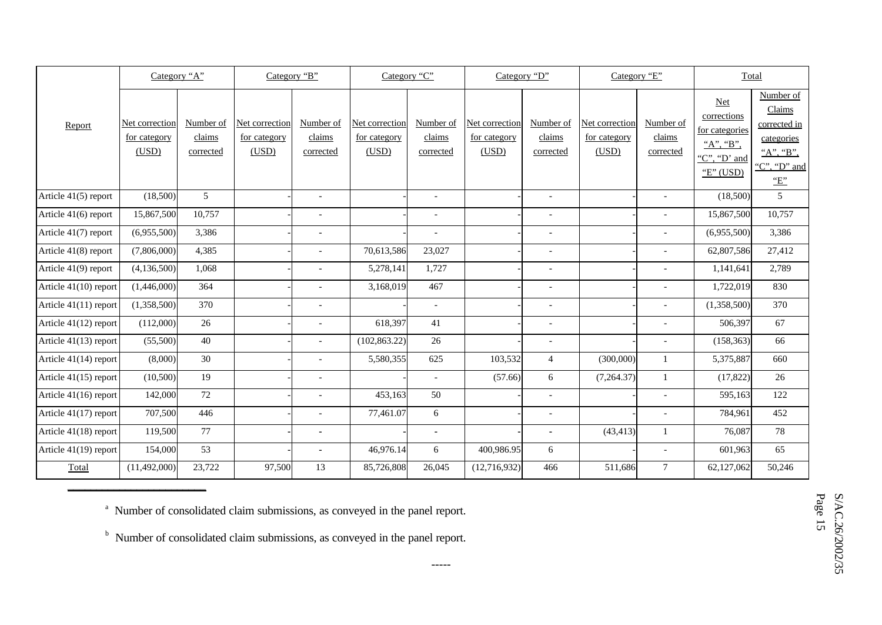| Report | Category "A" | | Category "B" | | Category "C" | | Category "D" | | Category "E" | | Total | |
|---|---|---|---|---|---|---|---|---|---|---|---|---|
| | Net correction for category (USD) | Number of claims corrected | Net correction for category (USD) | Number of claims corrected | Net correction for category (USD) | Number of claims corrected | Net correction for category (USD) | Number of claims corrected | Net correction for category (USD) | Number of claims corrected | Net corrections for categories "A", "B", "C", "D' and "E" (USD) | Number of Claims corrected in categories "A", "B", "C", "D" and "E" |
| Article 41(5) report | (18,500) | 5 | - | - | - | - | - | - | - | - | (18,500) | 5 |
| Article 41(6) report | 15,867,500 | 10,757 | - | - | - | - | - | - | - | - | 15,867,500 | 10,757 |
| Article 41(7) report | (6,955,500) | 3,386 | - | - | - | - | - | - | - | - | (6,955,500) | 3,386 |
| Article 41(8) report | (7,806,000) | 4,385 | - | - | 70,613,586 | 23,027 | - | - | - | - | 62,807,586 | 27,412 |
| Article 41(9) report | (4,136,500) | 1,068 | - | - | 5,278,141 | 1,727 | - | - | - | - | 1,141,641 | 2,789 |
| Article 41(10) report | (1,446,000) | 364 | - | - | 3,168,019 | 467 | - | - | - | - | 1,722,019 | 830 |
| Article 41(11) report | (1,358,500) | 370 | - | - | - | - | - | - | - | - | (1,358,500) | 370 |
| Article 41(12) report | (112,000) | 26 | - | - | 618,397 | 41 | - | - | - | - | 506,397 | 67 |
| Article 41(13) report | (55,500) | 40 | - | - | (102,863.22) | 26 | - | - | - | - | (158,363) | 66 |
| Article 41(14) report | (8,000) | 30 | - | - | 5,580,355 | 625 | 103,532 | 4 | (300,000) | 1 | 5,375,887 | 660 |
| Article 41(15) report | (10,500) | 19 | - | - | - | - | (57.66) | 6 | (7,264.37) | 1 | (17,822) | 26 |
| Article 41(16) report | 142,000 | 72 | - | - | 453,163 | 50 | - | - | - | - | 595,163 | 122 |
| Article 41(17) report | 707,500 | 446 | - | - | 77,461.07 | 6 | - | - | - | - | 784,961 | 452 |
| Article 41(18) report | 119,500 | 77 | - | - | - | - | - | - | (43,413) | 1 | 76,087 | 78 |
| Article 41(19) report | 154,000 | 53 | - | - | 46,976.14 | 6 | 400,986.95 | 6 | - | - | 601,963 | 65 |
| Total | (11,492,000) | 23,722 | 97,500 | 13 | 85,726,808 | 26,045 | (12,716,932) | 466 | 511,686 | 7 | 62,127,062 | 50,246 |

[a] Number of consolidated claim submissions, as conveyed in the panel report.

[b] Number of consolidated claim submissions, as conveyed in the panel report.

-----